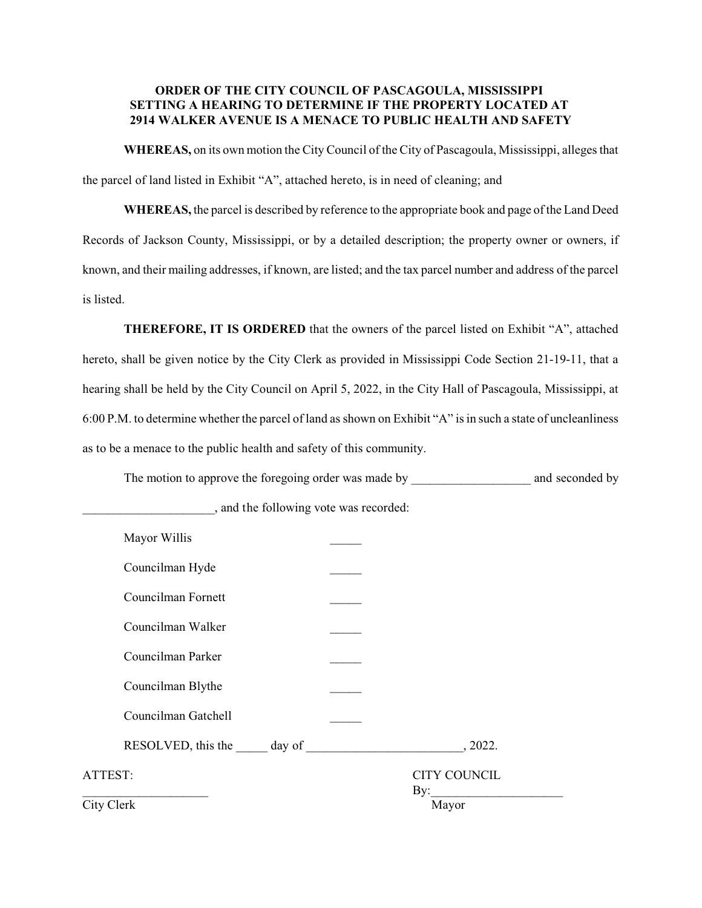**ORDER OF THE CITY COUNCIL OF PASCAGOULA, MISSISSIPPI SETTING A HEARING TO DETERMINE IF THE PROPERTY LOCATED AT 2914 WALKER AVENUE IS A MENACE TO PUBLIC HEALTH AND SAFETY**

**WHEREAS,** on its own motion the City Council of the City of Pascagoula, Mississippi, alleges that the parcel of land listed in Exhibit "A", attached hereto, is in need of cleaning; and

**WHEREAS,** the parcel is described by reference to the appropriate book and page of the Land Deed Records of Jackson County, Mississippi, or by a detailed description; the property owner or owners, if known, and their mailing addresses, if known, are listed; and the tax parcel number and address of the parcel is listed.

**THEREFORE, IT IS ORDERED** that the owners of the parcel listed on Exhibit "A", attached hereto, shall be given notice by the City Clerk as provided in Mississippi Code Section 21-19-11, that a hearing shall be held by the City Council on April 5, 2022, in the City Hall of Pascagoula, Mississippi, at 6:00 P.M. to determine whether the parcel of land as shown on Exhibit "A" is in such a state of uncleanliness as to be a menace to the public health and safety of this community.

The motion to approve the foregoing order was made by ___________________ and seconded by _____________________, and the following vote was recorded:

Mayor Willis _____

Councilman Hyde _____

Councilman Fornett _____

Councilman Walker _____

Councilman Parker _____

Councilman Blythe _____

Councilman Gatchell _____

RESOLVED, this the _____ day of _________________________, 2022.

ATTEST:

____________________
City Clerk

CITY COUNCIL

By:_____________________
Mayor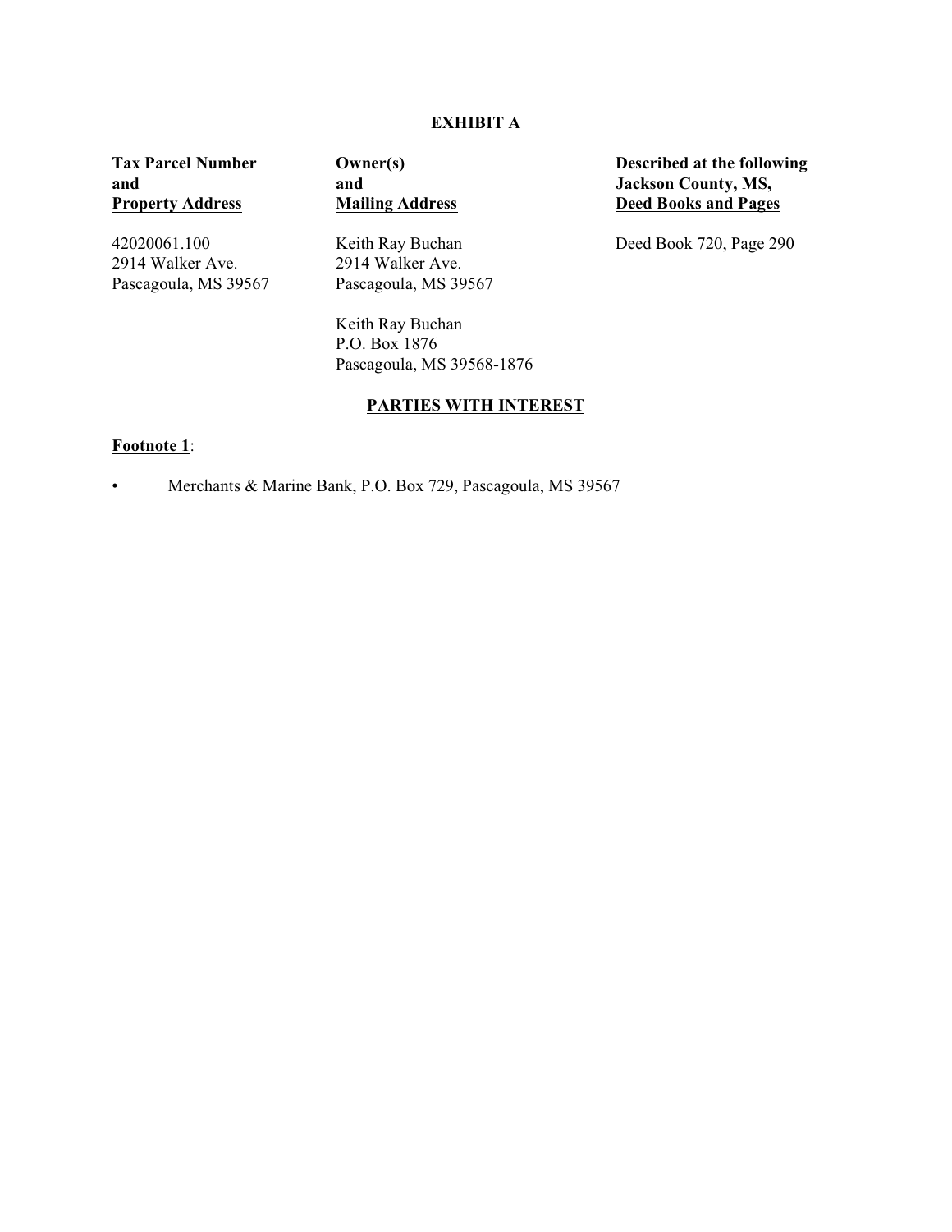# EXHIBIT A

| Tax Parcel Number and Property Address | Owner(s) and Mailing Address | Described at the following Jackson County, MS, Deed Books and Pages |
|---|---|---|
| 42020061.100<br>2914 Walker Ave.<br>Pascagoula, MS 39567 | Keith Ray Buchan<br>2914 Walker Ave.<br>Pascagoula, MS 39567<br><br>Keith Ray Buchan<br>P.O. Box 1876<br>Pascagoula, MS 39568-1876 | Deed Book 720, Page 290 |

## PARTIES WITH INTEREST

**Footnote 1**:

- Merchants & Marine Bank, P.O. Box 729, Pascagoula, MS 39567